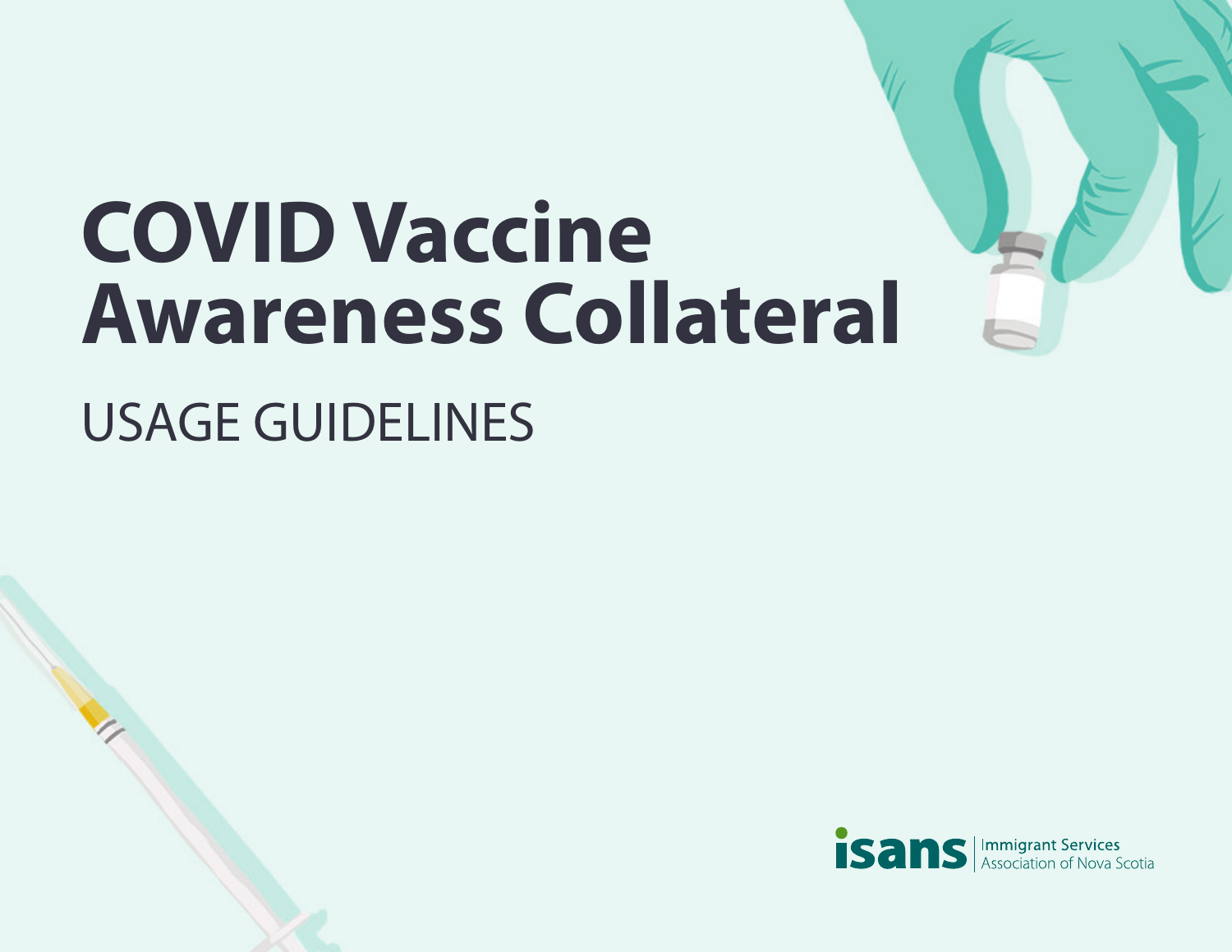# COVID Vaccine Awareness Collateral

## USAGE GUIDELINES

isans | Immigrant Services Association of Nova Scotia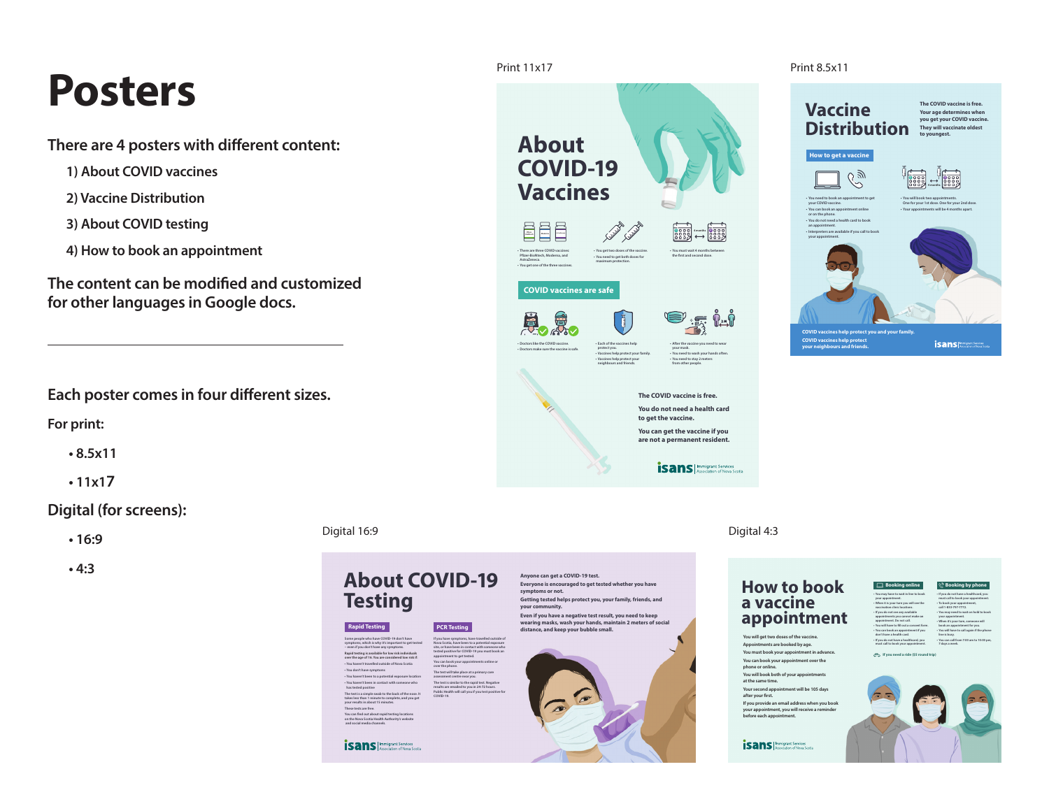# Posters

There are 4 posters with different content:

1) About COVID vaccines
2) Vaccine Distribution
3) About COVID testing
4) How to book an appointment

The content can be modified and customized for other languages in Google docs.

---

Each poster comes in four different sizes.

For print:

- 8.5x11
- 11x17

Digital (for screens):

- 16:9
- 4:3

Print 11x17

Print 8.5x11

Digital 16:9

Digital 4:3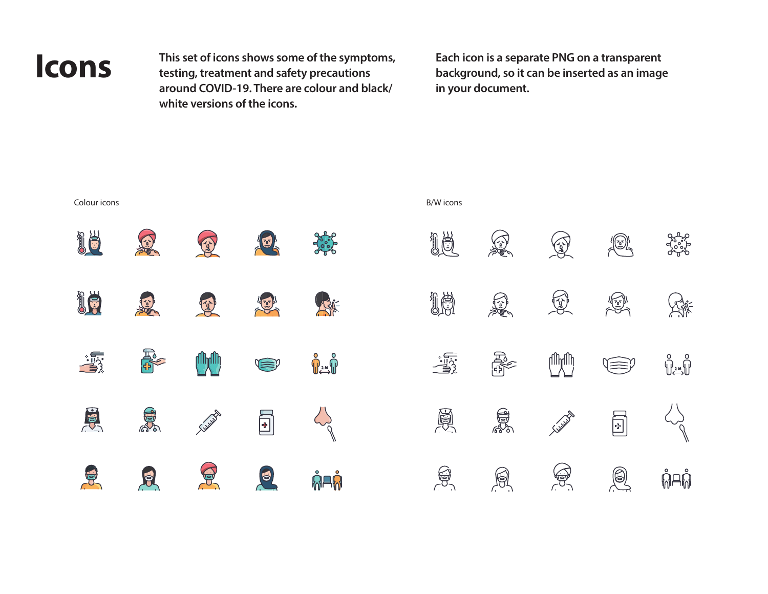# Icons

This set of icons shows some of the symptoms, testing, treatment and safety precautions around COVID-19. There are colour and black/ white versions of the icons.

Each icon is a separate PNG on a transparent background, so it can be inserted as an image in your document.

Colour icons

2 M

B/W icons

2 M